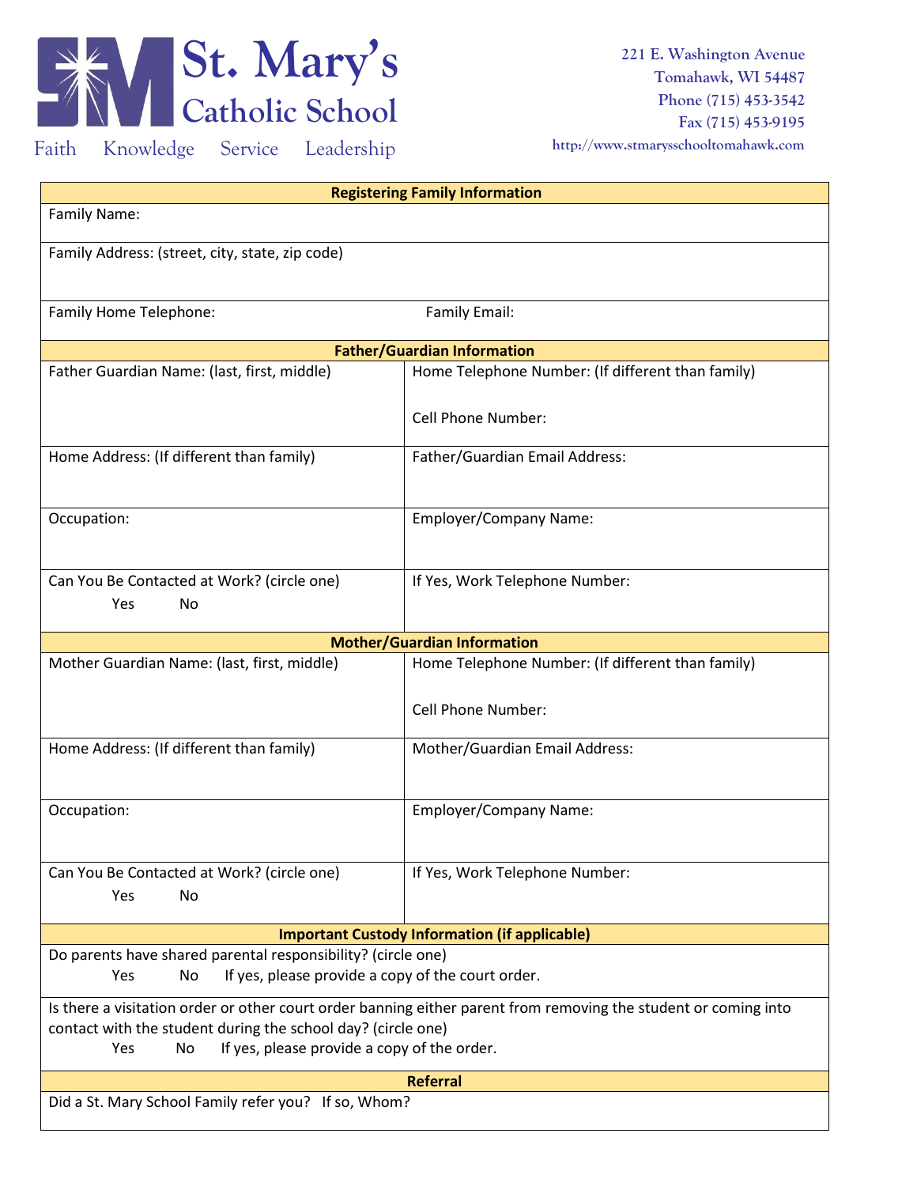# St. Mary's Catholic School

Faith Knowledge Service Leadership

221 E. Washington Avenue
Tomahawk, WI 54487
Phone (715) 453-3542
Fax (715) 453-9195
http://www.stmarysschooltomahawk.com

| Registering Family Information | |
|---|---|
| Family Name: | |
| Family Address: (street, city, state, zip code) | |
| Family Home Telephone: | Family Email: |

| Father/Guardian Information | |
|---|---|
| Father Guardian Name: (last, first, middle) | Home Telephone Number: (If different than family)<br><br>Cell Phone Number: |
| Home Address: (If different than family) | Father/Guardian Email Address: |
| Occupation: | Employer/Company Name: |
| Can You Be Contacted at Work? (circle one)<br>Yes No | If Yes, Work Telephone Number: |

| Mother/Guardian Information | |
|---|---|
| Mother Guardian Name: (last, first, middle) | Home Telephone Number: (If different than family)<br><br>Cell Phone Number: |
| Home Address: (If different than family) | Mother/Guardian Email Address: |
| Occupation: | Employer/Company Name: |
| Can You Be Contacted at Work? (circle one)<br>Yes No | If Yes, Work Telephone Number: |

| Important Custody Information (if applicable) |
|---|
| Do parents have shared parental responsibility? (circle one)<br>Yes No If yes, please provide a copy of the court order. |
| Is there a visitation order or other court order banning either parent from removing the student or coming into contact with the student during the school day? (circle one)<br>Yes No If yes, please provide a copy of the order. |

| Referral |
|---|
| Did a St. Mary School Family refer you? If so, Whom? |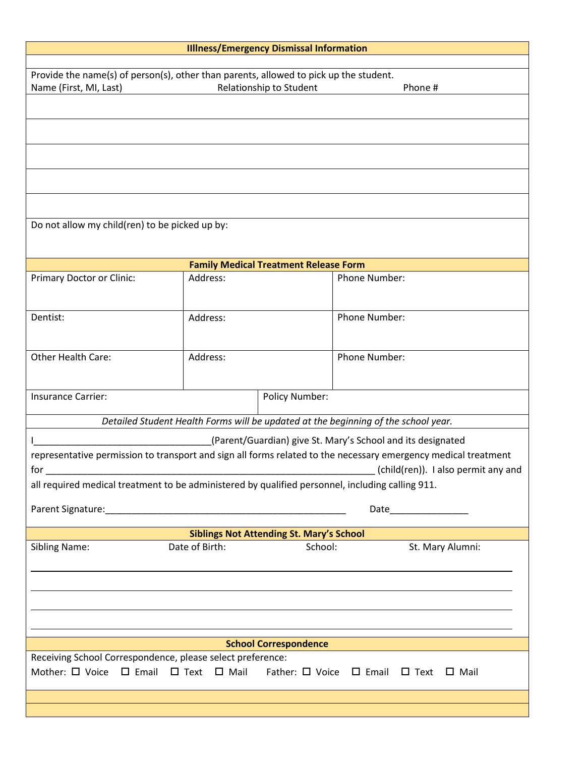## Illness/Emergency Dismissal Information

Provide the name(s) of person(s), other than parents, allowed to pick up the student.

| Name (First, MI, Last) | Relationship to Student | Phone # |
|---|---|---|
| | | |
| | | |
| | | |
| | | |
| | | |

Do not allow my child(ren) to be picked up by:

## Family Medical Treatment Release Form

| Primary Doctor or Clinic: | Address: | Phone Number: |
|---|---|---|
| Dentist: | Address: | Phone Number: |
| Other Health Care: | Address: | Phone Number: |

| Insurance Carrier: | Policy Number: |
|---|---|

*Detailed Student Health Forms will be updated at the beginning of the school year.*

I___________________________________(Parent/Guardian) give St. Mary's School and its designated representative permission to transport and sign all forms related to the necessary emergency medical treatment for _________________________________________________________________ (child(ren)). I also permit any and all required medical treatment to be administered by qualified personnel, including calling 911.

Parent Signature:_______________________________________________ Date_______________

## Siblings Not Attending St. Mary's School

| Sibling Name: | Date of Birth: | School: | St. Mary Alumni: |
|---|---|---|---|
| | | | |
| | | | |
| | | | |
| | | | |

## School Correspondence

Receiving School Correspondence, please select preference:

Mother: ☐ Voice ☐ Email ☐ Text ☐ Mail Father: ☐ Voice ☐ Email ☐ Text ☐ Mail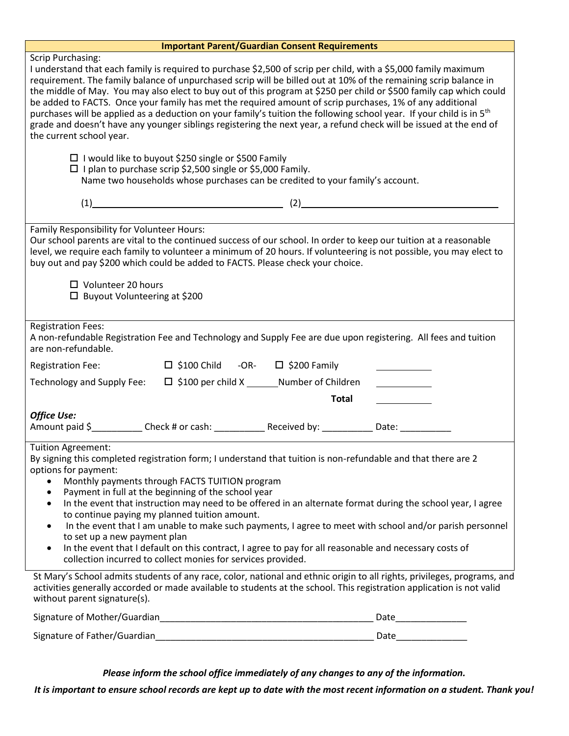## Important Parent/Guardian Consent Requirements

Scrip Purchasing:

I understand that each family is required to purchase $2,500 of scrip per child, with a $5,000 family maximum requirement. The family balance of unpurchased scrip will be billed out at 10% of the remaining scrip balance in the middle of May. You may also elect to buy out of this program at $250 per child or $500 family cap which could be added to FACTS. Once your family has met the required amount of scrip purchases, 1% of any additional purchases will be applied as a deduction on your family's tuition the following school year. If your child is in 5th grade and doesn't have any younger siblings registering the next year, a refund check will be issued at the end of the current school year.

- ☐ I would like to buyout $250 single or $500 Family
- ☐ I plan to purchase scrip $2,500 single or $5,000 Family.
  Name two households whose purchases can be credited to your family's account.

(1)\_\_\_\_\_\_\_\_\_\_\_\_\_\_\_\_\_\_\_\_\_\_\_\_\_\_\_\_\_\_\_\_\_\_\_\_ (2)\_\_\_\_\_\_\_\_\_\_\_\_\_\_\_\_\_\_\_\_\_\_\_\_\_\_\_\_\_\_\_\_\_\_\_\_

Family Responsibility for Volunteer Hours:

Our school parents are vital to the continued success of our school. In order to keep our tuition at a reasonable level, we require each family to volunteer a minimum of 20 hours. If volunteering is not possible, you may elect to buy out and pay $200 which could be added to FACTS. Please check your choice.

- ☐ Volunteer 20 hours
- ☐ Buyout Volunteering at $200

Registration Fees:

A non-refundable Registration Fee and Technology and Supply Fee are due upon registering. All fees and tuition are non-refundable.

| | | |
|---|---|---|
| Registration Fee: | ☐ $100 Child -OR- ☐ $200 Family | \_\_\_\_\_\_\_\_\_\_ |
| Technology and Supply Fee: | ☐ $100 per child X \_\_\_\_\_\_Number of Children | \_\_\_\_\_\_\_\_\_\_ |
| | **Total** | \_\_\_\_\_\_\_\_\_\_ |

***Office Use:***

Amount paid $\_\_\_\_\_\_\_\_\_\_ Check # or cash: \_\_\_\_\_\_\_\_\_\_ Received by: \_\_\_\_\_\_\_\_\_\_ Date: \_\_\_\_\_\_\_\_\_\_

Tuition Agreement:

By signing this completed registration form; I understand that tuition is non-refundable and that there are 2 options for payment:

- Monthly payments through FACTS TUITION program
- Payment in full at the beginning of the school year
- In the event that instruction may need to be offered in an alternate format during the school year, I agree to continue paying my planned tuition amount.
- In the event that I am unable to make such payments, I agree to meet with school and/or parish personnel to set up a new payment plan
- In the event that I default on this contract, I agree to pay for all reasonable and necessary costs of collection incurred to collect monies for services provided.

St Mary's School admits students of any race, color, national and ethnic origin to all rights, privileges, programs, and activities generally accorded or made available to students at the school. This registration application is not valid without parent signature(s).

Signature of Mother/Guardian\_\_\_\_\_\_\_\_\_\_\_\_\_\_\_\_\_\_\_\_\_\_\_\_\_\_\_\_\_\_\_\_\_\_\_\_\_\_\_\_\_\_ Date\_\_\_\_\_\_\_\_\_\_\_\_\_\_

Signature of Father/Guardian\_\_\_\_\_\_\_\_\_\_\_\_\_\_\_\_\_\_\_\_\_\_\_\_\_\_\_\_\_\_\_\_\_\_\_\_\_\_\_\_\_\_ Date\_\_\_\_\_\_\_\_\_\_\_\_\_\_

***Please inform the school office immediately of any changes to any of the information.***

***It is important to ensure school records are kept up to date with the most recent information on a student. Thank you!***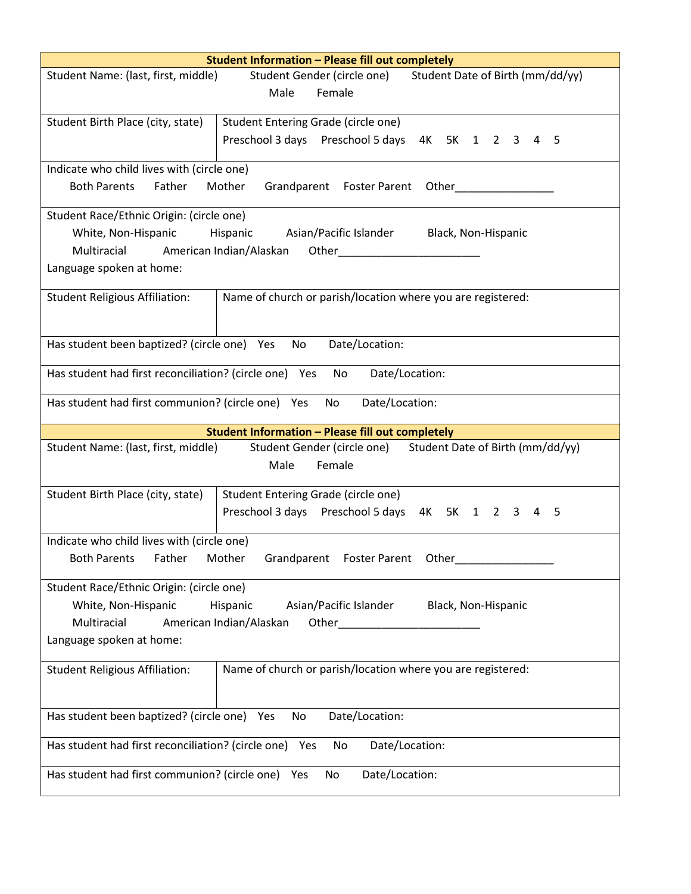| Student Information – Please fill out completely | |
|---|---|
| Student Name: (last, first, middle) Student Gender (circle one) Male Female Student Date of Birth (mm/dd/yy) | |
| Student Birth Place (city, state) | Student Entering Grade (circle one) Preschool 3 days Preschool 5 days 4K 5K 1 2 3 4 5 |
| Indicate who child lives with (circle one) Both Parents Father Mother Grandparent Foster Parent Other________________ | |
| Student Race/Ethnic Origin: (circle one) White, Non-Hispanic Hispanic Asian/Pacific Islander Black, Non-Hispanic Multiracial American Indian/Alaskan Other_______________________ Language spoken at home: | |
| Student Religious Affiliation: | Name of church or parish/location where you are registered: |
| Has student been baptized? (circle one) Yes No Date/Location: | |
| Has student had first reconciliation? (circle one) Yes No Date/Location: | |
| Has student had first communion? (circle one) Yes No Date/Location: | |

| Student Information – Please fill out completely | |
|---|---|
| Student Name: (last, first, middle) Student Gender (circle one) Male Female Student Date of Birth (mm/dd/yy) | |
| Student Birth Place (city, state) | Student Entering Grade (circle one) Preschool 3 days Preschool 5 days 4K 5K 1 2 3 4 5 |
| Indicate who child lives with (circle one) Both Parents Father Mother Grandparent Foster Parent Other________________ | |
| Student Race/Ethnic Origin: (circle one) White, Non-Hispanic Hispanic Asian/Pacific Islander Black, Non-Hispanic Multiracial American Indian/Alaskan Other_______________________ Language spoken at home: | |
| Student Religious Affiliation: | Name of church or parish/location where you are registered: |
| Has student been baptized? (circle one) Yes No Date/Location: | |
| Has student had first reconciliation? (circle one) Yes No Date/Location: | |
| Has student had first communion? (circle one) Yes No Date/Location: | |